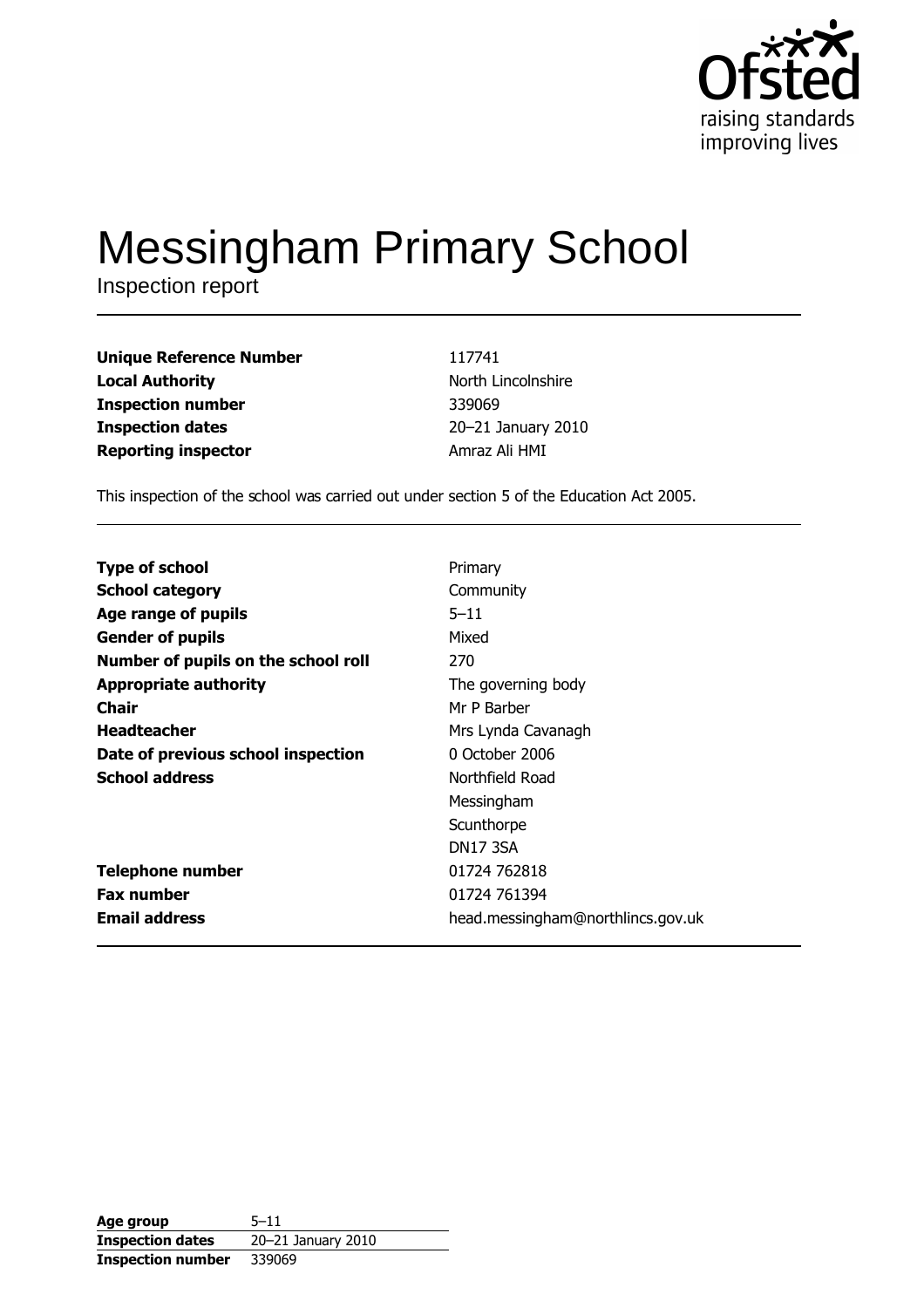Ofsted
raising standards
improving lives

# Messingham Primary School

Inspection report

| | |
|---|---|
| **Unique Reference Number** | 117741 |
| **Local Authority** | North Lincolnshire |
| **Inspection number** | 339069 |
| **Inspection dates** | 20–21 January 2010 |
| **Reporting inspector** | Amraz Ali HMI |

This inspection of the school was carried out under section 5 of the Education Act 2005.

| | |
|---|---|
| **Type of school** | Primary |
| **School category** | Community |
| **Age range of pupils** | 5–11 |
| **Gender of pupils** | Mixed |
| **Number of pupils on the school roll** | 270 |
| **Appropriate authority** | The governing body |
| **Chair** | Mr P Barber |
| **Headteacher** | Mrs Lynda Cavanagh |
| **Date of previous school inspection** | 0 October 2006 |
| **School address** | Northfield Road<br>Messingham<br>Scunthorpe<br>DN17 3SA |
| **Telephone number** | 01724 762818 |
| **Fax number** | 01724 761394 |
| **Email address** | head.messingham@northlincs.gov.uk |

| | |
|---|---|
| **Age group** | 5–11 |
| **Inspection dates** | 20–21 January 2010 |
| **Inspection number** | 339069 |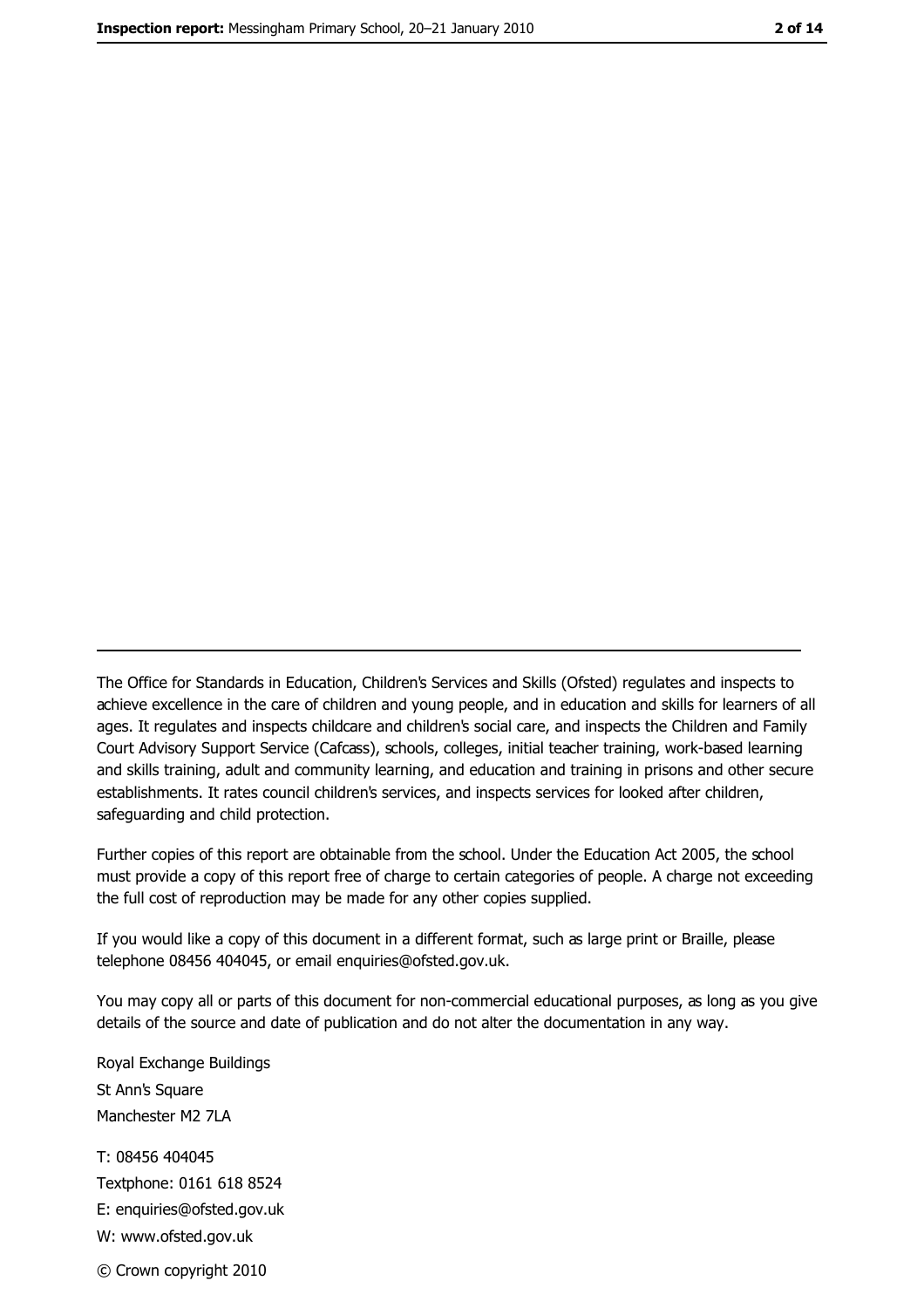---

The Office for Standards in Education, Children's Services and Skills (Ofsted) regulates and inspects to achieve excellence in the care of children and young people, and in education and skills for learners of all ages. It regulates and inspects childcare and children's social care, and inspects the Children and Family Court Advisory Support Service (Cafcass), schools, colleges, initial teacher training, work-based learning and skills training, adult and community learning, and education and training in prisons and other secure establishments. It rates council children's services, and inspects services for looked after children, safeguarding and child protection.

Further copies of this report are obtainable from the school. Under the Education Act 2005, the school must provide a copy of this report free of charge to certain categories of people. A charge not exceeding the full cost of reproduction may be made for any other copies supplied.

If you would like a copy of this document in a different format, such as large print or Braille, please telephone 08456 404045, or email enquiries@ofsted.gov.uk.

You may copy all or parts of this document for non-commercial educational purposes, as long as you give details of the source and date of publication and do not alter the documentation in any way.

Royal Exchange Buildings
St Ann's Square
Manchester M2 7LA

T: 08456 404045
Textphone: 0161 618 8524
E: enquiries@ofsted.gov.uk
W: www.ofsted.gov.uk

© Crown copyright 2010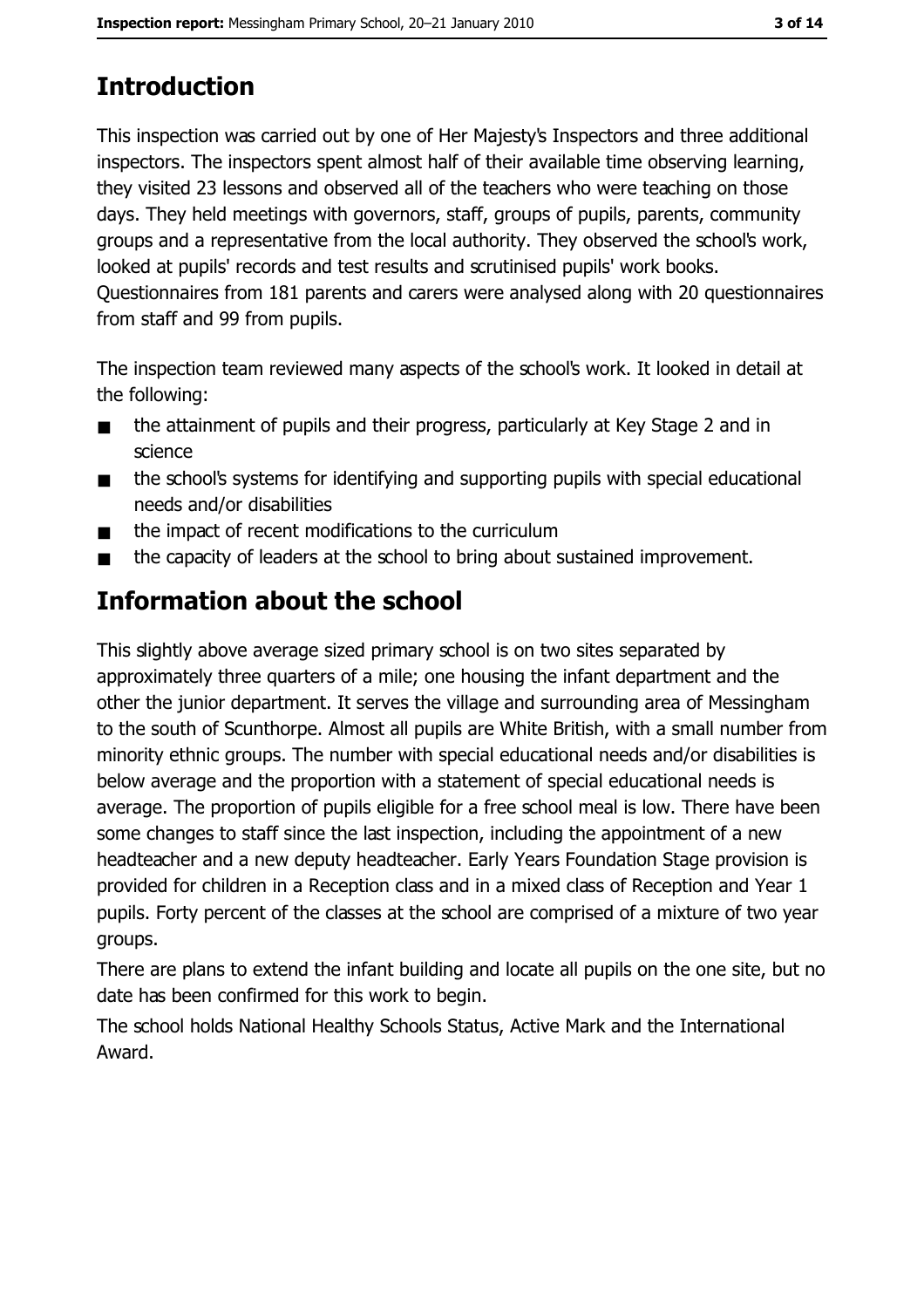## Introduction

This inspection was carried out by one of Her Majesty's Inspectors and three additional inspectors. The inspectors spent almost half of their available time observing learning, they visited 23 lessons and observed all of the teachers who were teaching on those days. They held meetings with governors, staff, groups of pupils, parents, community groups and a representative from the local authority. They observed the school's work, looked at pupils' records and test results and scrutinised pupils' work books. Questionnaires from 181 parents and carers were analysed along with 20 questionnaires from staff and 99 from pupils.

The inspection team reviewed many aspects of the school's work. It looked in detail at the following:

- the attainment of pupils and their progress, particularly at Key Stage 2 and in science
- the school's systems for identifying and supporting pupils with special educational needs and/or disabilities
- the impact of recent modifications to the curriculum
- the capacity of leaders at the school to bring about sustained improvement.

## Information about the school

This slightly above average sized primary school is on two sites separated by approximately three quarters of a mile; one housing the infant department and the other the junior department. It serves the village and surrounding area of Messingham to the south of Scunthorpe. Almost all pupils are White British, with a small number from minority ethnic groups. The number with special educational needs and/or disabilities is below average and the proportion with a statement of special educational needs is average. The proportion of pupils eligible for a free school meal is low. There have been some changes to staff since the last inspection, including the appointment of a new headteacher and a new deputy headteacher. Early Years Foundation Stage provision is provided for children in a Reception class and in a mixed class of Reception and Year 1 pupils. Forty percent of the classes at the school are comprised of a mixture of two year groups.

There are plans to extend the infant building and locate all pupils on the one site, but no date has been confirmed for this work to begin.

The school holds National Healthy Schools Status, Active Mark and the International Award.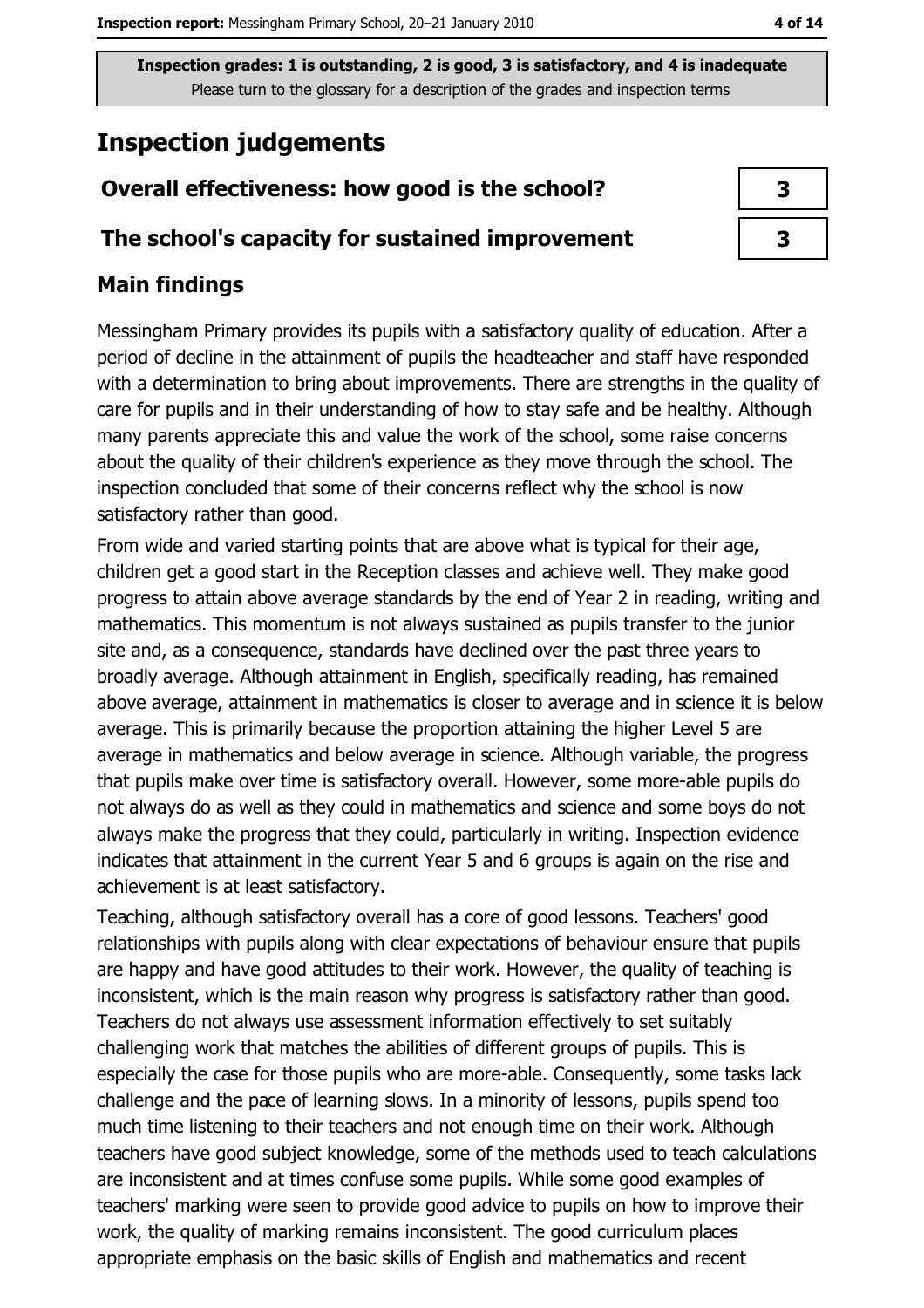Inspection grades: 1 is outstanding, 2 is good, 3 is satisfactory, and 4 is inadequate
Please turn to the glossary for a description of the grades and inspection terms

# Inspection judgements

| | |
|---|---|
| **Overall effectiveness: how good is the school?** | **3** |
| **The school's capacity for sustained improvement** | **3** |

## Main findings

Messingham Primary provides its pupils with a satisfactory quality of education. After a period of decline in the attainment of pupils the headteacher and staff have responded with a determination to bring about improvements. There are strengths in the quality of care for pupils and in their understanding of how to stay safe and be healthy. Although many parents appreciate this and value the work of the school, some raise concerns about the quality of their children's experience as they move through the school. The inspection concluded that some of their concerns reflect why the school is now satisfactory rather than good.

From wide and varied starting points that are above what is typical for their age, children get a good start in the Reception classes and achieve well. They make good progress to attain above average standards by the end of Year 2 in reading, writing and mathematics. This momentum is not always sustained as pupils transfer to the junior site and, as a consequence, standards have declined over the past three years to broadly average. Although attainment in English, specifically reading, has remained above average, attainment in mathematics is closer to average and in science it is below average. This is primarily because the proportion attaining the higher Level 5 are average in mathematics and below average in science. Although variable, the progress that pupils make over time is satisfactory overall. However, some more-able pupils do not always do as well as they could in mathematics and science and some boys do not always make the progress that they could, particularly in writing. Inspection evidence indicates that attainment in the current Year 5 and 6 groups is again on the rise and achievement is at least satisfactory.

Teaching, although satisfactory overall has a core of good lessons. Teachers' good relationships with pupils along with clear expectations of behaviour ensure that pupils are happy and have good attitudes to their work. However, the quality of teaching is inconsistent, which is the main reason why progress is satisfactory rather than good. Teachers do not always use assessment information effectively to set suitably challenging work that matches the abilities of different groups of pupils. This is especially the case for those pupils who are more-able. Consequently, some tasks lack challenge and the pace of learning slows. In a minority of lessons, pupils spend too much time listening to their teachers and not enough time on their work. Although teachers have good subject knowledge, some of the methods used to teach calculations are inconsistent and at times confuse some pupils. While some good examples of teachers' marking were seen to provide good advice to pupils on how to improve their work, the quality of marking remains inconsistent. The good curriculum places appropriate emphasis on the basic skills of English and mathematics and recent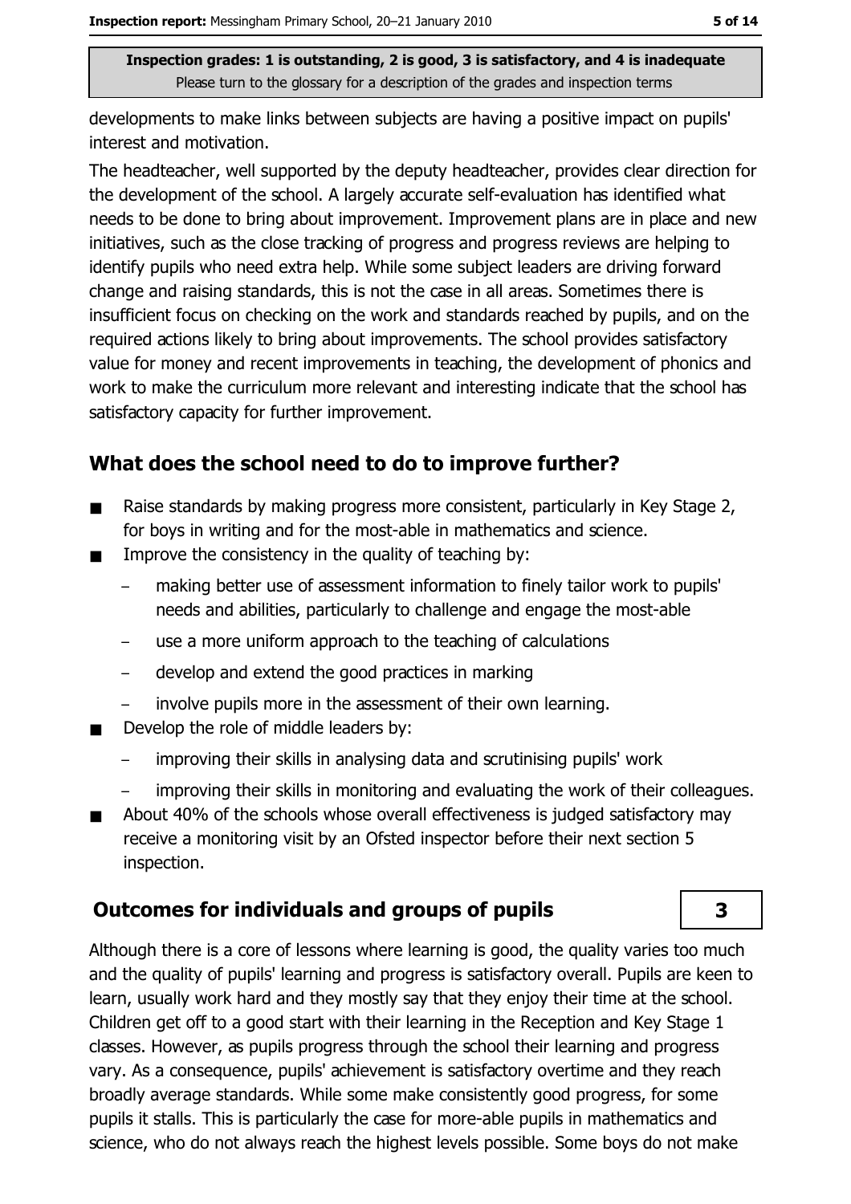developments to make links between subjects are having a positive impact on pupils' interest and motivation.

The headteacher, well supported by the deputy headteacher, provides clear direction for the development of the school. A largely accurate self-evaluation has identified what needs to be done to bring about improvement. Improvement plans are in place and new initiatives, such as the close tracking of progress and progress reviews are helping to identify pupils who need extra help. While some subject leaders are driving forward change and raising standards, this is not the case in all areas. Sometimes there is insufficient focus on checking on the work and standards reached by pupils, and on the required actions likely to bring about improvements. The school provides satisfactory value for money and recent improvements in teaching, the development of phonics and work to make the curriculum more relevant and interesting indicate that the school has satisfactory capacity for further improvement.

## What does the school need to do to improve further?

- Raise standards by making progress more consistent, particularly in Key Stage 2, for boys in writing and for the most-able in mathematics and science.
- Improve the consistency in the quality of teaching by:
  - making better use of assessment information to finely tailor work to pupils' needs and abilities, particularly to challenge and engage the most-able
  - use a more uniform approach to the teaching of calculations
  - develop and extend the good practices in marking
  - involve pupils more in the assessment of their own learning.
- Develop the role of middle leaders by:
  - improving their skills in analysing data and scrutinising pupils' work
  - improving their skills in monitoring and evaluating the work of their colleagues.
- About 40% of the schools whose overall effectiveness is judged satisfactory may receive a monitoring visit by an Ofsted inspector before their next section 5 inspection.

## Outcomes for individuals and groups of pupils — 3

Although there is a core of lessons where learning is good, the quality varies too much and the quality of pupils' learning and progress is satisfactory overall. Pupils are keen to learn, usually work hard and they mostly say that they enjoy their time at the school. Children get off to a good start with their learning in the Reception and Key Stage 1 classes. However, as pupils progress through the school their learning and progress vary. As a consequence, pupils' achievement is satisfactory overtime and they reach broadly average standards. While some make consistently good progress, for some pupils it stalls. This is particularly the case for more-able pupils in mathematics and science, who do not always reach the highest levels possible. Some boys do not make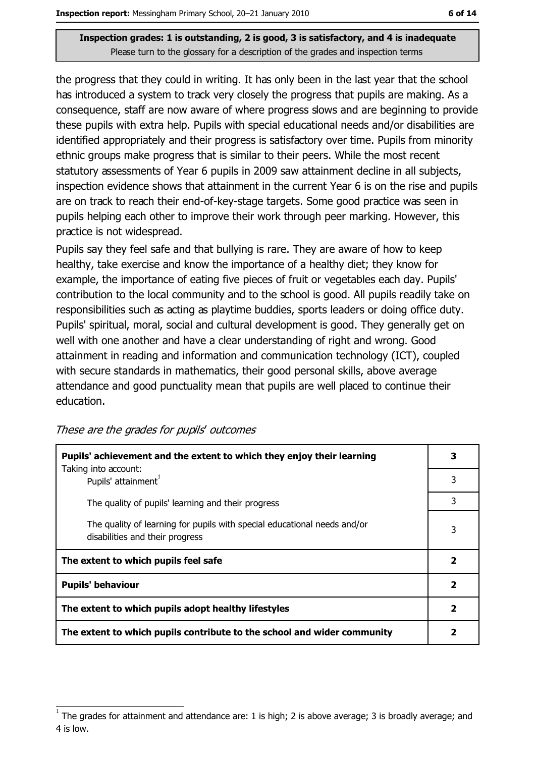the progress that they could in writing. It has only been in the last year that the school has introduced a system to track very closely the progress that pupils are making. As a consequence, staff are now aware of where progress slows and are beginning to provide these pupils with extra help. Pupils with special educational needs and/or disabilities are identified appropriately and their progress is satisfactory over time. Pupils from minority ethnic groups make progress that is similar to their peers. While the most recent statutory assessments of Year 6 pupils in 2009 saw attainment decline in all subjects, inspection evidence shows that attainment in the current Year 6 is on the rise and pupils are on track to reach their end-of-key-stage targets. Some good practice was seen in pupils helping each other to improve their work through peer marking. However, this practice is not widespread.

Pupils say they feel safe and that bullying is rare. They are aware of how to keep healthy, take exercise and know the importance of a healthy diet; they know for example, the importance of eating five pieces of fruit or vegetables each day. Pupils' contribution to the local community and to the school is good. All pupils readily take on responsibilities such as acting as playtime buddies, sports leaders or doing office duty. Pupils' spiritual, moral, social and cultural development is good. They generally get on well with one another and have a clear understanding of right and wrong. Good attainment in reading and information and communication technology (ICT), coupled with secure standards in mathematics, their good personal skills, above average attendance and good punctuality mean that pupils are well placed to continue their education.

*These are the grades for pupils' outcomes*

| | |
|---|---|
| **Pupils' achievement and the extent to which they enjoy their learning** | **3** |
| Taking into account: Pupils' attainment[1] | 3 |
| The quality of pupils' learning and their progress | 3 |
| The quality of learning for pupils with special educational needs and/or disabilities and their progress | 3 |
| **The extent to which pupils feel safe** | **2** |
| **Pupils' behaviour** | **2** |
| **The extent to which pupils adopt healthy lifestyles** | **2** |
| **The extent to which pupils contribute to the school and wider community** | **2** |

[1] The grades for attainment and attendance are: 1 is high; 2 is above average; 3 is broadly average; and 4 is low.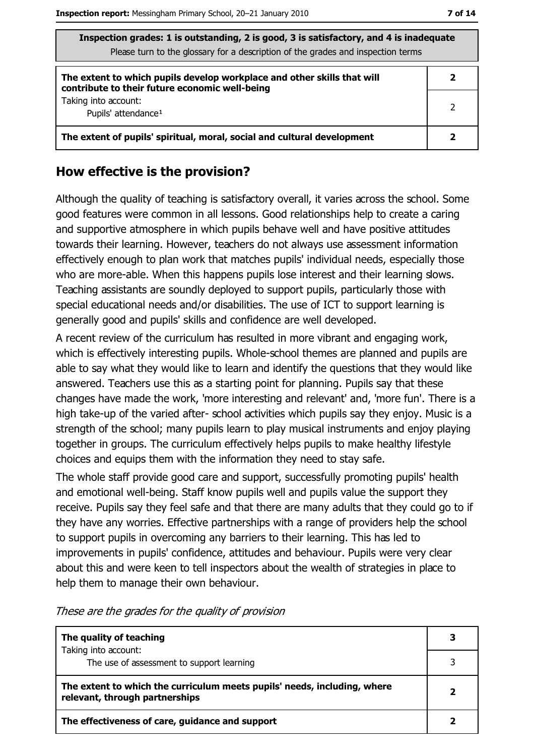| Inspection grades: 1 is outstanding, 2 is good, 3 is satisfactory, and 4 is inadequate<br>Please turn to the glossary for a description of the grades and inspection terms | |
|---|---|
| **The extent to which pupils develop workplace and other skills that will contribute to their future economic well-being** | **2** |
| Taking into account:<br>Pupils' attendance[1] | 2 |
| **The extent of pupils' spiritual, moral, social and cultural development** | **2** |

## How effective is the provision?

Although the quality of teaching is satisfactory overall, it varies across the school. Some good features were common in all lessons. Good relationships help to create a caring and supportive atmosphere in which pupils behave well and have positive attitudes towards their learning. However, teachers do not always use assessment information effectively enough to plan work that matches pupils' individual needs, especially those who are more-able. When this happens pupils lose interest and their learning slows. Teaching assistants are soundly deployed to support pupils, particularly those with special educational needs and/or disabilities. The use of ICT to support learning is generally good and pupils' skills and confidence are well developed.

A recent review of the curriculum has resulted in more vibrant and engaging work, which is effectively interesting pupils. Whole-school themes are planned and pupils are able to say what they would like to learn and identify the questions that they would like answered. Teachers use this as a starting point for planning. Pupils say that these changes have made the work, 'more interesting and relevant' and, 'more fun'. There is a high take-up of the varied after- school activities which pupils say they enjoy. Music is a strength of the school; many pupils learn to play musical instruments and enjoy playing together in groups. The curriculum effectively helps pupils to make healthy lifestyle choices and equips them with the information they need to stay safe.

The whole staff provide good care and support, successfully promoting pupils' health and emotional well-being. Staff know pupils well and pupils value the support they receive. Pupils say they feel safe and that there are many adults that they could go to if they have any worries. Effective partnerships with a range of providers help the school to support pupils in overcoming any barriers to their learning. This has led to improvements in pupils' confidence, attitudes and behaviour. Pupils were very clear about this and were keen to tell inspectors about the wealth of strategies in place to help them to manage their own behaviour.

*These are the grades for the quality of provision*

| | |
|---|---|
| **The quality of teaching** | **3** |
| Taking into account:<br>The use of assessment to support learning | 3 |
| **The extent to which the curriculum meets pupils' needs, including, where relevant, through partnerships** | **2** |
| **The effectiveness of care, guidance and support** | **2** |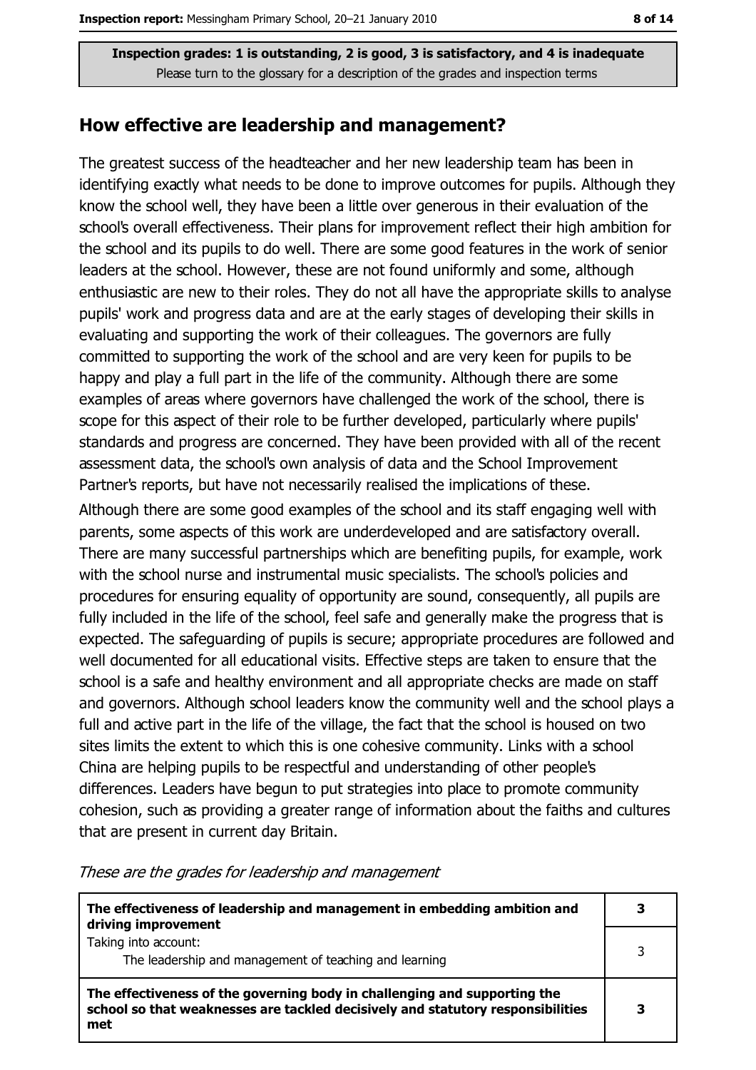Inspection grades: 1 is outstanding, 2 is good, 3 is satisfactory, and 4 is inadequate
Please turn to the glossary for a description of the grades and inspection terms

## How effective are leadership and management?

The greatest success of the headteacher and her new leadership team has been in identifying exactly what needs to be done to improve outcomes for pupils. Although they know the school well, they have been a little over generous in their evaluation of the school's overall effectiveness. Their plans for improvement reflect their high ambition for the school and its pupils to do well. There are some good features in the work of senior leaders at the school. However, these are not found uniformly and some, although enthusiastic are new to their roles. They do not all have the appropriate skills to analyse pupils' work and progress data and are at the early stages of developing their skills in evaluating and supporting the work of their colleagues. The governors are fully committed to supporting the work of the school and are very keen for pupils to be happy and play a full part in the life of the community. Although there are some examples of areas where governors have challenged the work of the school, there is scope for this aspect of their role to be further developed, particularly where pupils' standards and progress are concerned. They have been provided with all of the recent assessment data, the school's own analysis of data and the School Improvement Partner's reports, but have not necessarily realised the implications of these.

Although there are some good examples of the school and its staff engaging well with parents, some aspects of this work are underdeveloped and are satisfactory overall. There are many successful partnerships which are benefiting pupils, for example, work with the school nurse and instrumental music specialists. The school's policies and procedures for ensuring equality of opportunity are sound, consequently, all pupils are fully included in the life of the school, feel safe and generally make the progress that is expected. The safeguarding of pupils is secure; appropriate procedures are followed and well documented for all educational visits. Effective steps are taken to ensure that the school is a safe and healthy environment and all appropriate checks are made on staff and governors. Although school leaders know the community well and the school plays a full and active part in the life of the village, the fact that the school is housed on two sites limits the extent to which this is one cohesive community. Links with a school China are helping pupils to be respectful and understanding of other people's differences. Leaders have begun to put strategies into place to promote community cohesion, such as providing a greater range of information about the faiths and cultures that are present in current day Britain.

*These are the grades for leadership and management*

| | |
|---|---|
| **The effectiveness of leadership and management in embedding ambition and driving improvement** | **3** |
| Taking into account: The leadership and management of teaching and learning | 3 |
| **The effectiveness of the governing body in challenging and supporting the school so that weaknesses are tackled decisively and statutory responsibilities met** | **3** |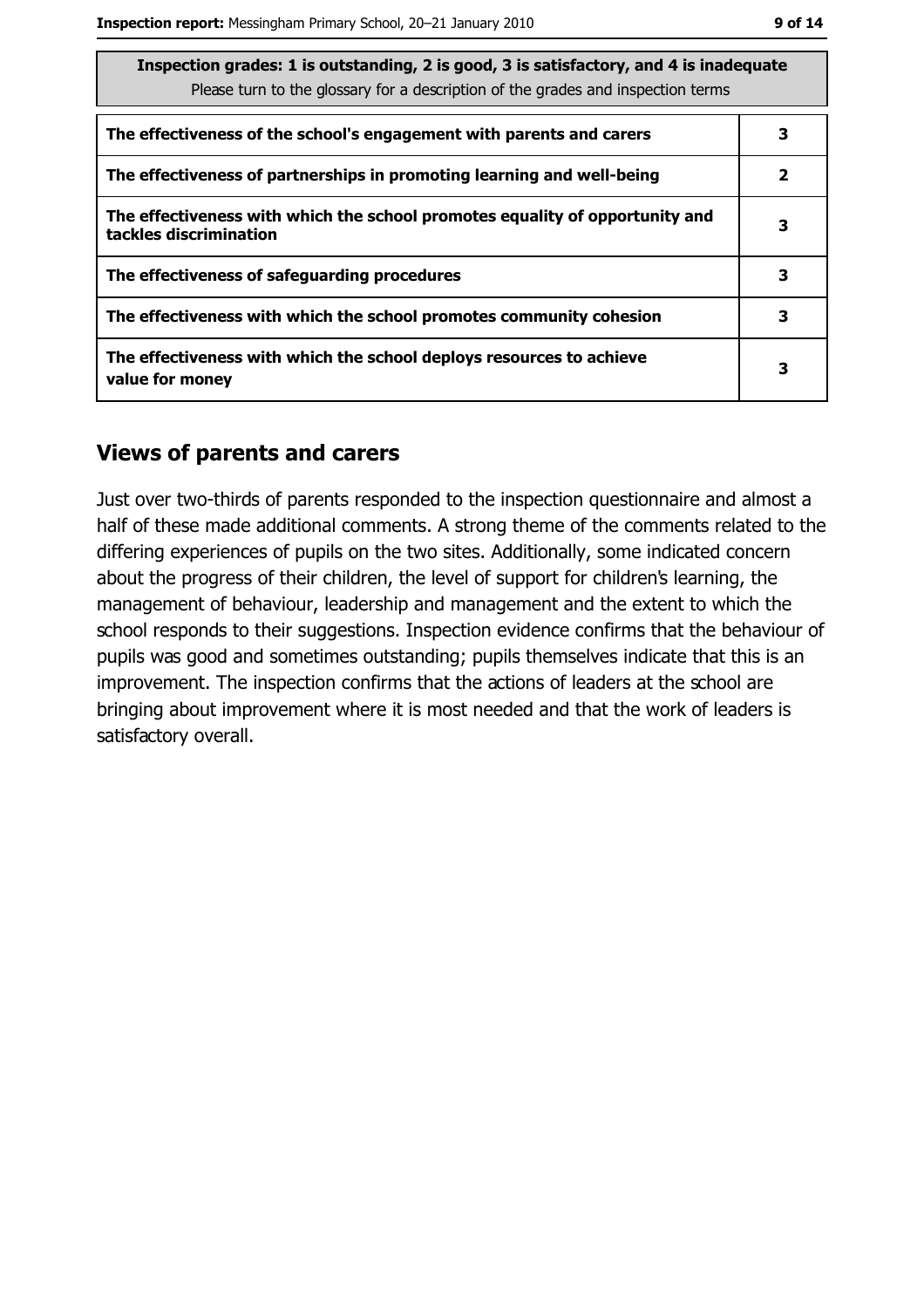| Inspection grades: 1 is outstanding, 2 is good, 3 is satisfactory, and 4 is inadequate<br>Please turn to the glossary for a description of the grades and inspection terms | |
|---|---|
| **The effectiveness of the school's engagement with parents and carers** | **3** |
| **The effectiveness of partnerships in promoting learning and well-being** | **2** |
| **The effectiveness with which the school promotes equality of opportunity and tackles discrimination** | **3** |
| **The effectiveness of safeguarding procedures** | **3** |
| **The effectiveness with which the school promotes community cohesion** | **3** |
| **The effectiveness with which the school deploys resources to achieve value for money** | **3** |

## Views of parents and carers

Just over two-thirds of parents responded to the inspection questionnaire and almost a half of these made additional comments. A strong theme of the comments related to the differing experiences of pupils on the two sites. Additionally, some indicated concern about the progress of their children, the level of support for children's learning, the management of behaviour, leadership and management and the extent to which the school responds to their suggestions. Inspection evidence confirms that the behaviour of pupils was good and sometimes outstanding; pupils themselves indicate that this is an improvement. The inspection confirms that the actions of leaders at the school are bringing about improvement where it is most needed and that the work of leaders is satisfactory overall.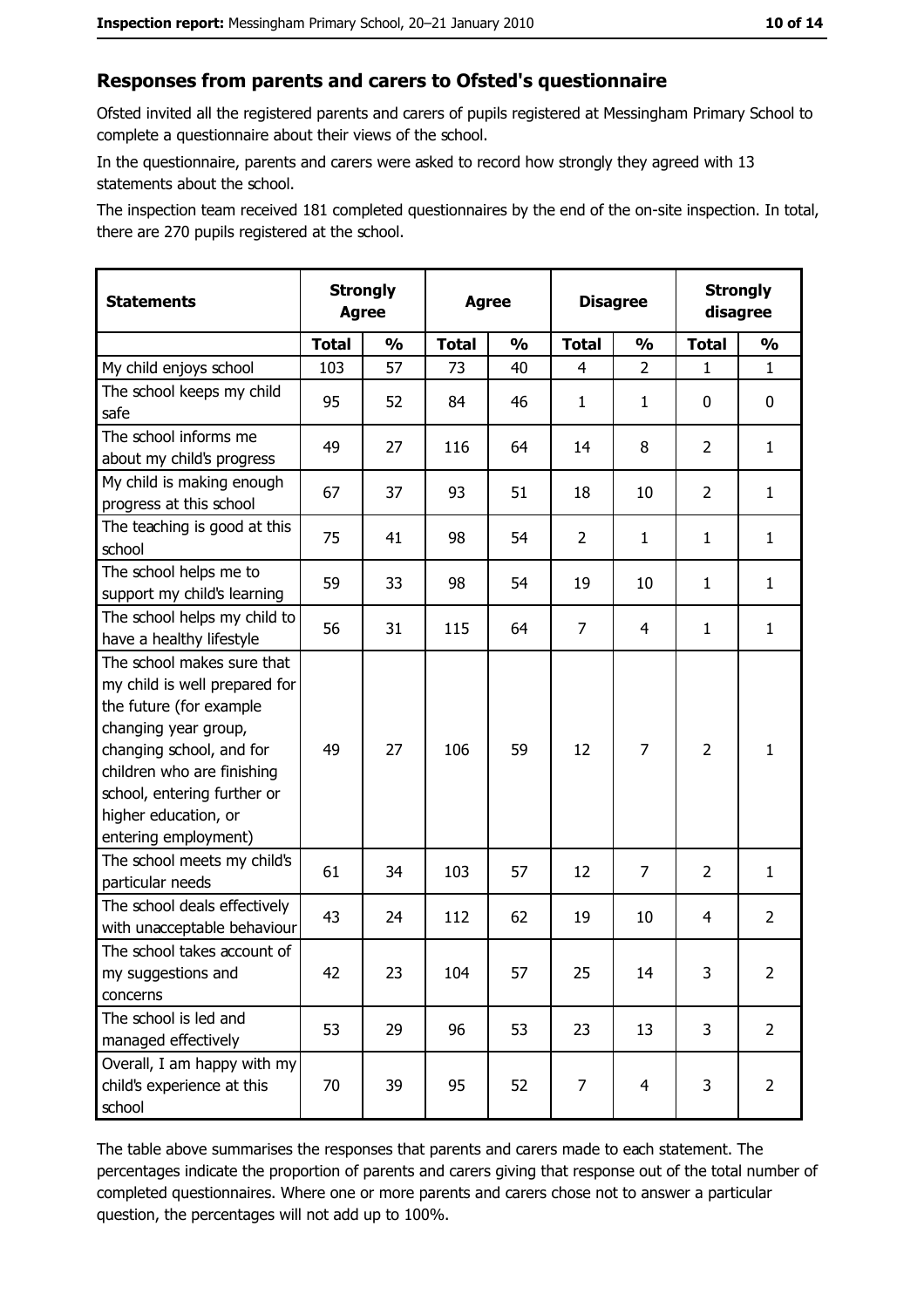## Responses from parents and carers to Ofsted's questionnaire

Ofsted invited all the registered parents and carers of pupils registered at Messingham Primary School to complete a questionnaire about their views of the school.

In the questionnaire, parents and carers were asked to record how strongly they agreed with 13 statements about the school.

The inspection team received 181 completed questionnaires by the end of the on-site inspection. In total, there are 270 pupils registered at the school.

| Statements | Strongly Agree | | Agree | | Disagree | | Strongly disagree | |
|---|---|---|---|---|---|---|---|---|
| | Total | % | Total | % | Total | % | Total | % |
| My child enjoys school | 103 | 57 | 73 | 40 | 4 | 2 | 1 | 1 |
| The school keeps my child safe | 95 | 52 | 84 | 46 | 1 | 1 | 0 | 0 |
| The school informs me about my child's progress | 49 | 27 | 116 | 64 | 14 | 8 | 2 | 1 |
| My child is making enough progress at this school | 67 | 37 | 93 | 51 | 18 | 10 | 2 | 1 |
| The teaching is good at this school | 75 | 41 | 98 | 54 | 2 | 1 | 1 | 1 |
| The school helps me to support my child's learning | 59 | 33 | 98 | 54 | 19 | 10 | 1 | 1 |
| The school helps my child to have a healthy lifestyle | 56 | 31 | 115 | 64 | 7 | 4 | 1 | 1 |
| The school makes sure that my child is well prepared for the future (for example changing year group, changing school, and for children who are finishing school, entering further or higher education, or entering employment) | 49 | 27 | 106 | 59 | 12 | 7 | 2 | 1 |
| The school meets my child's particular needs | 61 | 34 | 103 | 57 | 12 | 7 | 2 | 1 |
| The school deals effectively with unacceptable behaviour | 43 | 24 | 112 | 62 | 19 | 10 | 4 | 2 |
| The school takes account of my suggestions and concerns | 42 | 23 | 104 | 57 | 25 | 14 | 3 | 2 |
| The school is led and managed effectively | 53 | 29 | 96 | 53 | 23 | 13 | 3 | 2 |
| Overall, I am happy with my child's experience at this school | 70 | 39 | 95 | 52 | 7 | 4 | 3 | 2 |

The table above summarises the responses that parents and carers made to each statement. The percentages indicate the proportion of parents and carers giving that response out of the total number of completed questionnaires. Where one or more parents and carers chose not to answer a particular question, the percentages will not add up to 100%.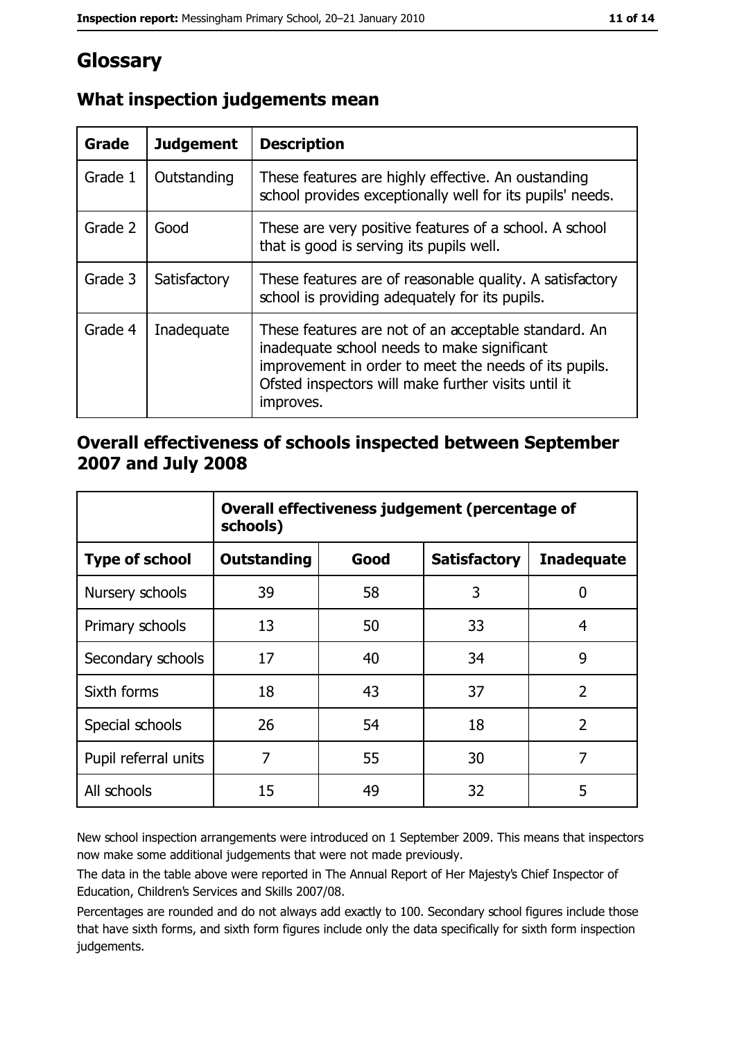# Glossary

## What inspection judgements mean

| Grade | Judgement | Description |
|---|---|---|
| Grade 1 | Outstanding | These features are highly effective. An oustanding school provides exceptionally well for its pupils' needs. |
| Grade 2 | Good | These are very positive features of a school. A school that is good is serving its pupils well. |
| Grade 3 | Satisfactory | These features are of reasonable quality. A satisfactory school is providing adequately for its pupils. |
| Grade 4 | Inadequate | These features are not of an acceptable standard. An inadequate school needs to make significant improvement in order to meet the needs of its pupils. Ofsted inspectors will make further visits until it improves. |

## Overall effectiveness of schools inspected between September 2007 and July 2008

| | Overall effectiveness judgement (percentage of schools) | | | |
|---|---|---|---|---|
| **Type of school** | **Outstanding** | **Good** | **Satisfactory** | **Inadequate** |
| Nursery schools | 39 | 58 | 3 | 0 |
| Primary schools | 13 | 50 | 33 | 4 |
| Secondary schools | 17 | 40 | 34 | 9 |
| Sixth forms | 18 | 43 | 37 | 2 |
| Special schools | 26 | 54 | 18 | 2 |
| Pupil referral units | 7 | 55 | 30 | 7 |
| All schools | 15 | 49 | 32 | 5 |

New school inspection arrangements were introduced on 1 September 2009. This means that inspectors now make some additional judgements that were not made previously.

The data in the table above were reported in The Annual Report of Her Majesty's Chief Inspector of Education, Children's Services and Skills 2007/08.

Percentages are rounded and do not always add exactly to 100. Secondary school figures include those that have sixth forms, and sixth form figures include only the data specifically for sixth form inspection judgements.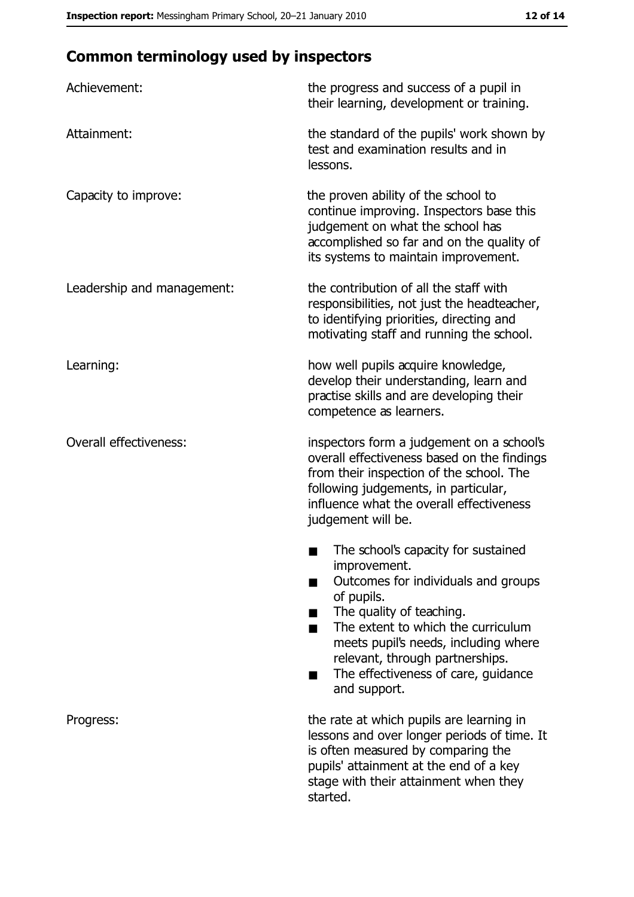## Common terminology used by inspectors

| | |
|---|---|
| Achievement: | the progress and success of a pupil in their learning, development or training. |
| Attainment: | the standard of the pupils' work shown by test and examination results and in lessons. |
| Capacity to improve: | the proven ability of the school to continue improving. Inspectors base this judgement on what the school has accomplished so far and on the quality of its systems to maintain improvement. |
| Leadership and management: | the contribution of all the staff with responsibilities, not just the headteacher, to identifying priorities, directing and motivating staff and running the school. |
| Learning: | how well pupils acquire knowledge, develop their understanding, learn and practise skills and are developing their competence as learners. |
| Overall effectiveness: | inspectors form a judgement on a school's overall effectiveness based on the findings from their inspection of the school. The following judgements, in particular, influence what the overall effectiveness judgement will be.<br>■ The school's capacity for sustained improvement.<br>■ Outcomes for individuals and groups of pupils.<br>■ The quality of teaching.<br>■ The extent to which the curriculum meets pupil's needs, including where relevant, through partnerships.<br>■ The effectiveness of care, guidance and support. |
| Progress: | the rate at which pupils are learning in lessons and over longer periods of time. It is often measured by comparing the pupils' attainment at the end of a key stage with their attainment when they started. |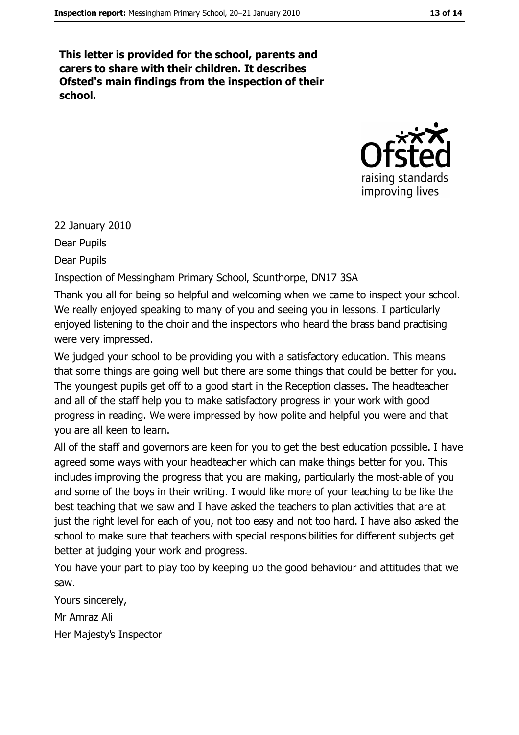**This letter is provided for the school, parents and carers to share with their children. It describes Ofsted's main findings from the inspection of their school.**

22 January 2010

Dear Pupils

Dear Pupils

Inspection of Messingham Primary School, Scunthorpe, DN17 3SA

Thank you all for being so helpful and welcoming when we came to inspect your school. We really enjoyed speaking to many of you and seeing you in lessons. I particularly enjoyed listening to the choir and the inspectors who heard the brass band practising were very impressed.

We judged your school to be providing you with a satisfactory education. This means that some things are going well but there are some things that could be better for you. The youngest pupils get off to a good start in the Reception classes. The headteacher and all of the staff help you to make satisfactory progress in your work with good progress in reading. We were impressed by how polite and helpful you were and that you are all keen to learn.

All of the staff and governors are keen for you to get the best education possible. I have agreed some ways with your headteacher which can make things better for you. This includes improving the progress that you are making, particularly the most-able of you and some of the boys in their writing. I would like more of your teaching to be like the best teaching that we saw and I have asked the teachers to plan activities that are at just the right level for each of you, not too easy and not too hard. I have also asked the school to make sure that teachers with special responsibilities for different subjects get better at judging your work and progress.

You have your part to play too by keeping up the good behaviour and attitudes that we saw.

Yours sincerely,

Mr Amraz Ali

Her Majesty's Inspector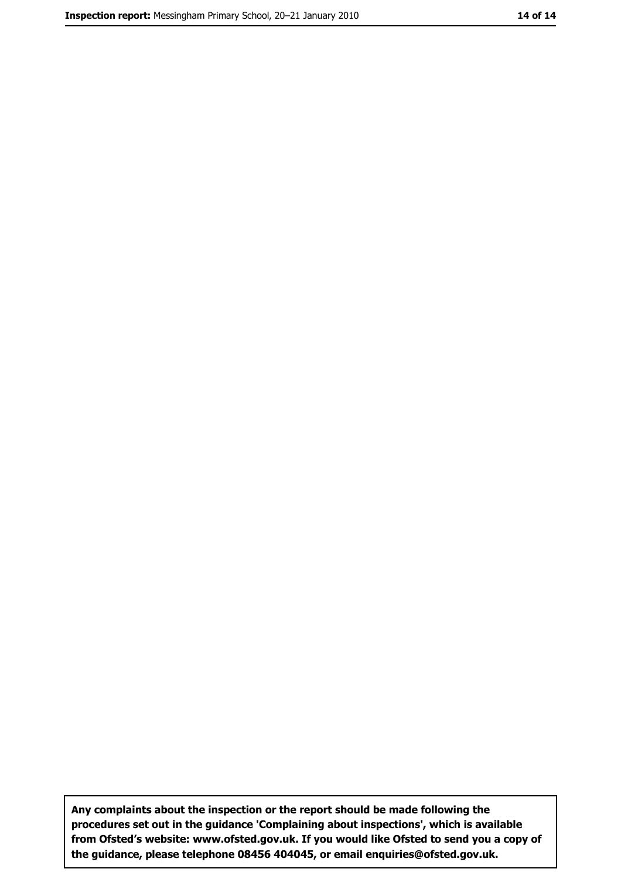**Any complaints about the inspection or the report should be made following the procedures set out in the guidance 'Complaining about inspections', which is available from Ofsted's website: www.ofsted.gov.uk. If you would like Ofsted to send you a copy of the guidance, please telephone 08456 404045, or email enquiries@ofsted.gov.uk.**